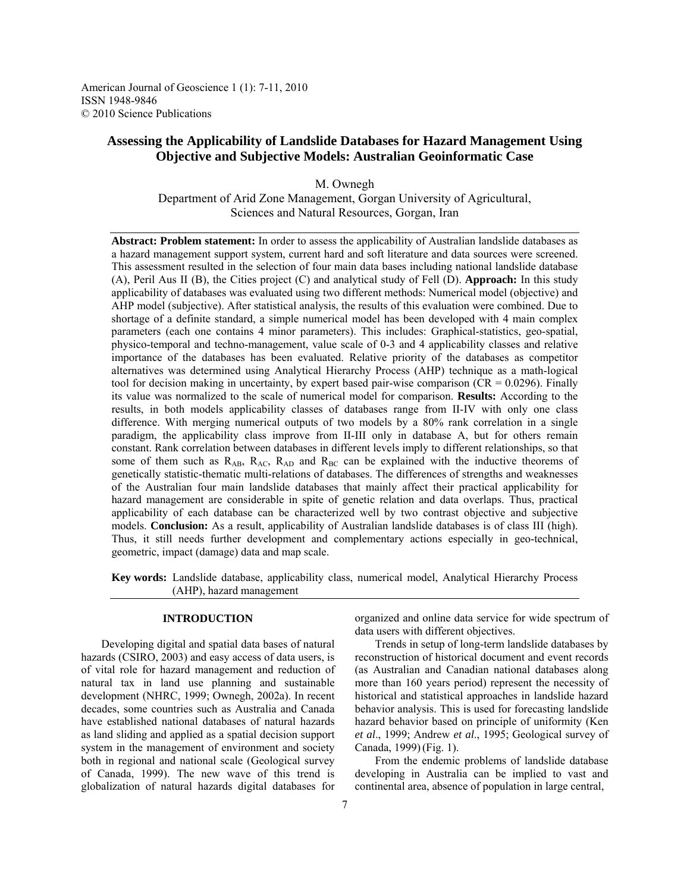American Journal of Geoscience 1 (1): 7-11, 2010
ISSN 1948-9846
© 2010 Science Publications

# Assessing the Applicability of Landslide Databases for Hazard Management Using Objective and Subjective Models: Australian Geoinformatic Case

M. Ownegh
Department of Arid Zone Management, Gorgan University of Agricultural, Sciences and Natural Resources, Gorgan, Iran

**Abstract: Problem statement:** In order to assess the applicability of Australian landslide databases as a hazard management support system, current hard and soft literature and data sources were screened. This assessment resulted in the selection of four main data bases including national landslide database (A), Peril Aus II (B), the Cities project (C) and analytical study of Fell (D). **Approach:** In this study applicability of databases was evaluated using two different methods: Numerical model (objective) and AHP model (subjective). After statistical analysis, the results of this evaluation were combined. Due to shortage of a definite standard, a simple numerical model has been developed with 4 main complex parameters (each one contains 4 minor parameters). This includes: Graphical-statistics, geo-spatial, physico-temporal and techno-management, value scale of 0-3 and 4 applicability classes and relative importance of the databases has been evaluated. Relative priority of the databases as competitor alternatives was determined using Analytical Hierarchy Process (AHP) technique as a math-logical tool for decision making in uncertainty, by expert based pair-wise comparison (CR = 0.0296). Finally its value was normalized to the scale of numerical model for comparison. **Results:** According to the results, in both models applicability classes of databases range from II-IV with only one class difference. With merging numerical outputs of two models by a 80% rank correlation in a single paradigm, the applicability class improve from II-III only in database A, but for others remain constant. Rank correlation between databases in different levels imply to different relationships, so that some of them such as $R_{AB}$, $R_{AC}$, $R_{AD}$ and $R_{BC}$ can be explained with the inductive theorems of genetically statistic-thematic multi-relations of databases. The differences of strengths and weaknesses of the Australian four main landslide databases that mainly affect their practical applicability for hazard management are considerable in spite of genetic relation and data overlaps. Thus, practical applicability of each database can be characterized well by two contrast objective and subjective models. **Conclusion:** As a result, applicability of Australian landslide databases is of class III (high). Thus, it still needs further development and complementary actions especially in geo-technical, geometric, impact (damage) data and map scale.

**Key words:** Landslide database, applicability class, numerical model, Analytical Hierarchy Process (AHP), hazard management

## INTRODUCTION

Developing digital and spatial data bases of natural hazards (CSIRO, 2003) and easy access of data users, is of vital role for hazard management and reduction of natural tax in land use planning and sustainable development (NHRC, 1999; Ownegh, 2002a). In recent decades, some countries such as Australia and Canada have established national databases of natural hazards as land sliding and applied as a spatial decision support system in the management of environment and society both in regional and national scale (Geological survey of Canada, 1999). The new wave of this trend is globalization of natural hazards digital databases for organized and online data service for wide spectrum of data users with different objectives.

Trends in setup of long-term landslide databases by reconstruction of historical document and event records (as Australian and Canadian national databases along more than 160 years period) represent the necessity of historical and statistical approaches in landslide hazard behavior analysis. This is used for forecasting landslide hazard behavior based on principle of uniformity (Ken *et al*., 1999; Andrew *et al*., 1995; Geological survey of Canada, 1999) (Fig. 1).

From the endemic problems of landslide database developing in Australia can be implied to vast and continental area, absence of population in large central,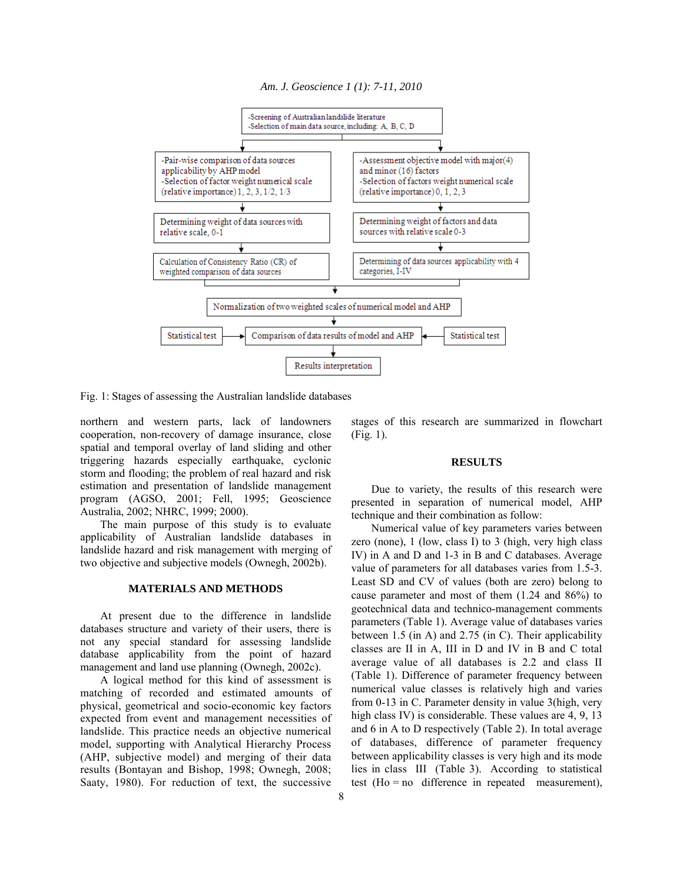-Screening of Australian landslide literature
-Selection of main data source, including: A, B, C, D

-Pair-wise comparison of data sources applicability by AHP model
-Selection of factor weight numerical scale (relative importance) 1, 2, 3, 1/2, 1/3

-Assessment objective model with major(4) and minor (16) factors
-Selection of factors weight numerical scale (relative importance) 0, 1, 2, 3

Determining weight of data sources with relative scale, 0-1

Determining weight of factors and data sources with relative scale 0-3

Calculation of Consistency Ratio (CR) of weighted comparison of data sources

Determining of data sources applicability with 4 categories, I-IV

Normalization of two weighted scales of numerical model and AHP

Statistical test → Comparison of data results of model and AHP ← Statistical test

Results interpretation

Fig. 1: Stages of assessing the Australian landslide databases

northern and western parts, lack of landowners cooperation, non-recovery of damage insurance, close spatial and temporal overlay of land sliding and other triggering hazards especially earthquake, cyclonic storm and flooding; the problem of real hazard and risk estimation and presentation of landslide management program (AGSO, 2001; Fell, 1995; Geoscience Australia, 2002; NHRC, 1999; 2000).

The main purpose of this study is to evaluate applicability of Australian landslide databases in landslide hazard and risk management with merging of two objective and subjective models (Ownegh, 2002b).

## MATERIALS AND METHODS

At present due to the difference in landslide databases structure and variety of their users, there is not any special standard for assessing landslide database applicability from the point of hazard management and land use planning (Ownegh, 2002c).

A logical method for this kind of assessment is matching of recorded and estimated amounts of physical, geometrical and socio-economic key factors expected from event and management necessities of landslide. This practice needs an objective numerical model, supporting with Analytical Hierarchy Process (AHP, subjective model) and merging of their data results (Bontayan and Bishop, 1998; Ownegh, 2008; Saaty, 1980). For reduction of text, the successive stages of this research are summarized in flowchart (Fig. 1).

## RESULTS

Due to variety, the results of this research were presented in separation of numerical model, AHP technique and their combination as follow:

Numerical value of key parameters varies between zero (none), 1 (low, class I) to 3 (high, very high class IV) in A and D and 1-3 in B and C databases. Average value of parameters for all databases varies from 1.5-3. Least SD and CV of values (both are zero) belong to cause parameter and most of them (1.24 and 86%) to geotechnical data and technico-management comments parameters (Table 1). Average value of databases varies between 1.5 (in A) and 2.75 (in C). Their applicability classes are II in A, III in D and IV in B and C total average value of all databases is 2.2 and class II (Table 1). Difference of parameter frequency between numerical value classes is relatively high and varies from 0-13 in C. Parameter density in value 3(high, very high class IV) is considerable. These values are 4, 9, 13 and 6 in A to D respectively (Table 2). In total average of databases, difference of parameter frequency between applicability classes is very high and its mode lies in class III (Table 3). According to statistical test (Ho = no difference in repeated measurement),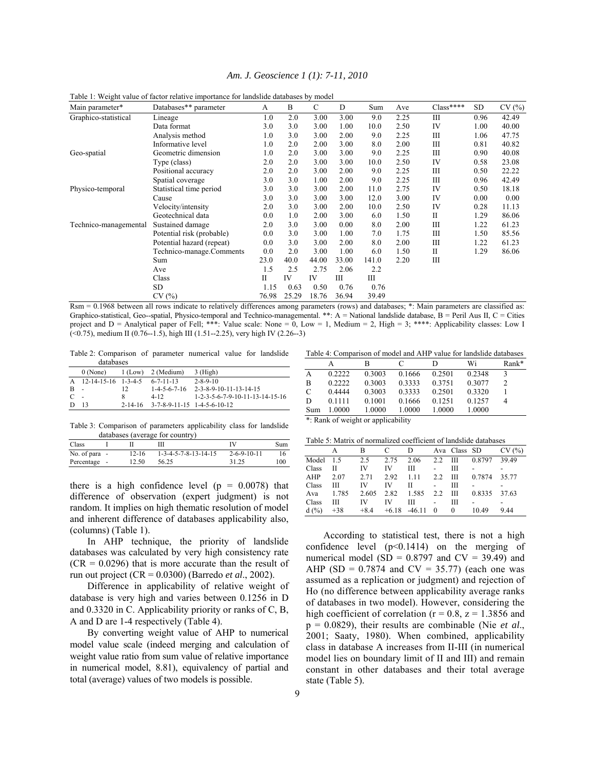Table 1: Weight value of factor relative importance for landslide databases by model

| Main parameter* | Databases** parameter | A | B | C | D | Sum | Ave | Class**** | SD | CV (%) |
|---|---|---|---|---|---|---|---|---|---|---|
| Graphico-statistical | Lineage | 1.0 | 2.0 | 3.00 | 3.00 | 9.0 | 2.25 | III | 0.96 | 42.49 |
| | Data format | 3.0 | 3.0 | 3.00 | 1.00 | 10.0 | 2.50 | IV | 1.00 | 40.00 |
| | Analysis method | 1.0 | 3.0 | 3.00 | 2.00 | 9.0 | 2.25 | III | 1.06 | 47.75 |
| | Informative level | 1.0 | 2.0 | 2.00 | 3.00 | 8.0 | 2.00 | III | 0.81 | 40.82 |
| Geo-spatial | Geometric dimension | 1.0 | 2.0 | 3.00 | 3.00 | 9.0 | 2.25 | III | 0.90 | 40.08 |
| | Type (class) | 2.0 | 2.0 | 3.00 | 3.00 | 10.0 | 2.50 | IV | 0.58 | 23.08 |
| | Positional accuracy | 2.0 | 2.0 | 3.00 | 2.00 | 9.0 | 2.25 | III | 0.50 | 22.22 |
| | Spatial coverage | 3.0 | 3.0 | 1.00 | 2.00 | 9.0 | 2.25 | III | 0.96 | 42.49 |
| Physico-temporal | Statistical time period | 3.0 | 3.0 | 3.00 | 2.00 | 11.0 | 2.75 | IV | 0.50 | 18.18 |
| | Cause | 3.0 | 3.0 | 3.00 | 3.00 | 12.0 | 3.00 | IV | 0.00 | 0.00 |
| | Velocity/intensity | 2.0 | 3.0 | 3.00 | 2.00 | 10.0 | 2.50 | IV | 0.28 | 11.13 |
| | Geotechnical data | 0.0 | 1.0 | 2.00 | 3.00 | 6.0 | 1.50 | II | 1.29 | 86.06 |
| Technico-managemental | Sustained damage | 2.0 | 3.0 | 3.00 | 0.00 | 8.0 | 2.00 | III | 1.22 | 61.23 |
| | Potential risk (probable) | 0.0 | 3.0 | 3.00 | 1.00 | 7.0 | 1.75 | III | 1.50 | 85.56 |
| | Potential hazard (repeat) | 0.0 | 3.0 | 3.00 | 2.00 | 8.0 | 2.00 | III | 1.22 | 61.23 |
| | Technico-manage.Comments | 0.0 | 2.0 | 3.00 | 1.00 | 6.0 | 1.50 | II | 1.29 | 86.06 |
| | Sum | 23.0 | 40.0 | 44.00 | 33.00 | 141.0 | 2.20 | III | | |
| | Ave | 1.5 | 2.5 | 2.75 | 2.06 | 2.2 | | | | |
| | Class | II | IV | IV | III | III | | | | |
| | SD | 1.15 | 0.63 | 0.50 | 0.76 | 0.76 | | | | |
| | CV (%) | 76.98 | 25.29 | 18.76 | 36.94 | 39.49 | | | | |

Rsm = 0.1968 between all rows indicate to relatively differences among parameters (rows) and databases; *: Main parameters are classified as: Graphico-statistical, Geo--spatial, Physico-temporal and Technico-managemental. **: A = National landslide database, B = Peril Aus II, C = Cities project and D = Analytical paper of Fell; ***: Value scale: None = 0, Low = 1, Medium = 2, High = 3; ****: Applicability classes: Low I (<0.75), medium II (0.76--1.5), high III (1.51--2.25), very high IV (2.26--3)

Table 2: Comparison of parameter numerical value for landslide databases

| | 0 (None) | 1 (Low) | 2 (Medium) | 3 (High) |
|---|---|---|---|---|
| A | 12-14-15-16 | 1-3-4-5 | 6-7-11-13 | 2-8-9-10 |
| B | - | 12 | 1-4-5-6-7-16 | 2-3-8-9-10-11-13-14-15 |
| C | - | 8 | 4-12 | 1-2-3-5-6-7-9-10-11-13-14-15-16 |
| D | 13 | 2-14-16 | 3-7-8-9-11-15 | 1-4-5-6-10-12 |

Table 3: Comparison of parameters applicability class for landslide databases (average for country)

| Class | I | II | III | IV | Sum |
|---|---|---|---|---|---|
| No. of para | - | 12-16 | 1-3-4-5-7-8-13-14-15 | 2-6-9-10-11 | 16 |
| Percentage | - | 12.50 | 56.25 | 31.25 | 100 |

there is a high confidence level ($p = 0.0078$) that difference of observation (expert judgment) is not random. It implies on high thematic resolution of model and inherent difference of databases applicability also, (columns) (Table 1).

In AHP technique, the priority of landslide databases was calculated by very high consistency rate (CR = 0.0296) that is more accurate than the result of run out project (CR = 0.0300) (Barredo *et al*., 2002).

Difference in applicability of relative weight of database is very high and varies between 0.1256 in D and 0.3320 in C. Applicability priority or ranks of C, B, A and D are 1-4 respectively (Table 4).

By converting weight value of AHP to numerical model value scale (indeed merging and calculation of weight value ratio from sum value of relative importance in numerical model, 8.81), equivalency of partial and total (average) values of two models is possible.

Table 4: Comparison of model and AHP value for landslide databases

| | A | B | C | D | Wi | Rank* |
|---|---|---|---|---|---|---|
| A | 0.2222 | 0.3003 | 0.1666 | 0.2501 | 0.2348 | 3 |
| B | 0.2222 | 0.3003 | 0.3333 | 0.3751 | 0.3077 | 2 |
| C | 0.4444 | 0.3003 | 0.3333 | 0.2501 | 0.3320 | 1 |
| D | 0.1111 | 0.1001 | 0.1666 | 0.1251 | 0.1257 | 4 |
| Sum | 1.0000 | 1.0000 | 1.0000 | 1.0000 | 1.0000 | |

*: Rank of weight or applicability

Table 5: Matrix of normalized coefficient of landslide databases

| | A | B | C | D | Ava | Class | SD | CV (%) |
|---|---|---|---|---|---|---|---|---|
| Model | 1.5 | 2.5 | 2.75 | 2.06 | 2.2 | III | 0.8797 | 39.49 |
| Class | II | IV | IV | III | - | III | - | - |
| AHP | 2.07 | 2.71 | 2.92 | 1.11 | 2.2 | III | 0.7874 | 35.77 |
| Class | III | IV | IV | II | - | III | - | - |
| Ava | 1.785 | 2.605 | 2.82 | 1.585 | 2.2 | III | 0.8335 | 37.63 |
| Class | III | IV | IV | III | - | III | - | - |
| d (%) | +38 | +8.4 | +6.18 | -46.11 | 0 | 0 | 10.49 | 9.44 |

According to statistical test, there is not a high confidence level ($p<0.1414$) on the merging of numerical model (SD = 0.8797 and CV = 39.49) and AHP (SD = 0.7874 and CV = 35.77) (each one was assumed as a replication or judgment) and rejection of Ho (no difference between applicability average ranks of databases in two model). However, considering the high coefficient of correlation ($r = 0.8$, $z = 1.3856$ and $p = 0.0829$), their results are combinable (Nie *et al*., 2001; Saaty, 1980). When combined, applicability class in database A increases from II-III (in numerical model lies on boundary limit of II and III) and remain constant in other databases and their total average state (Table 5).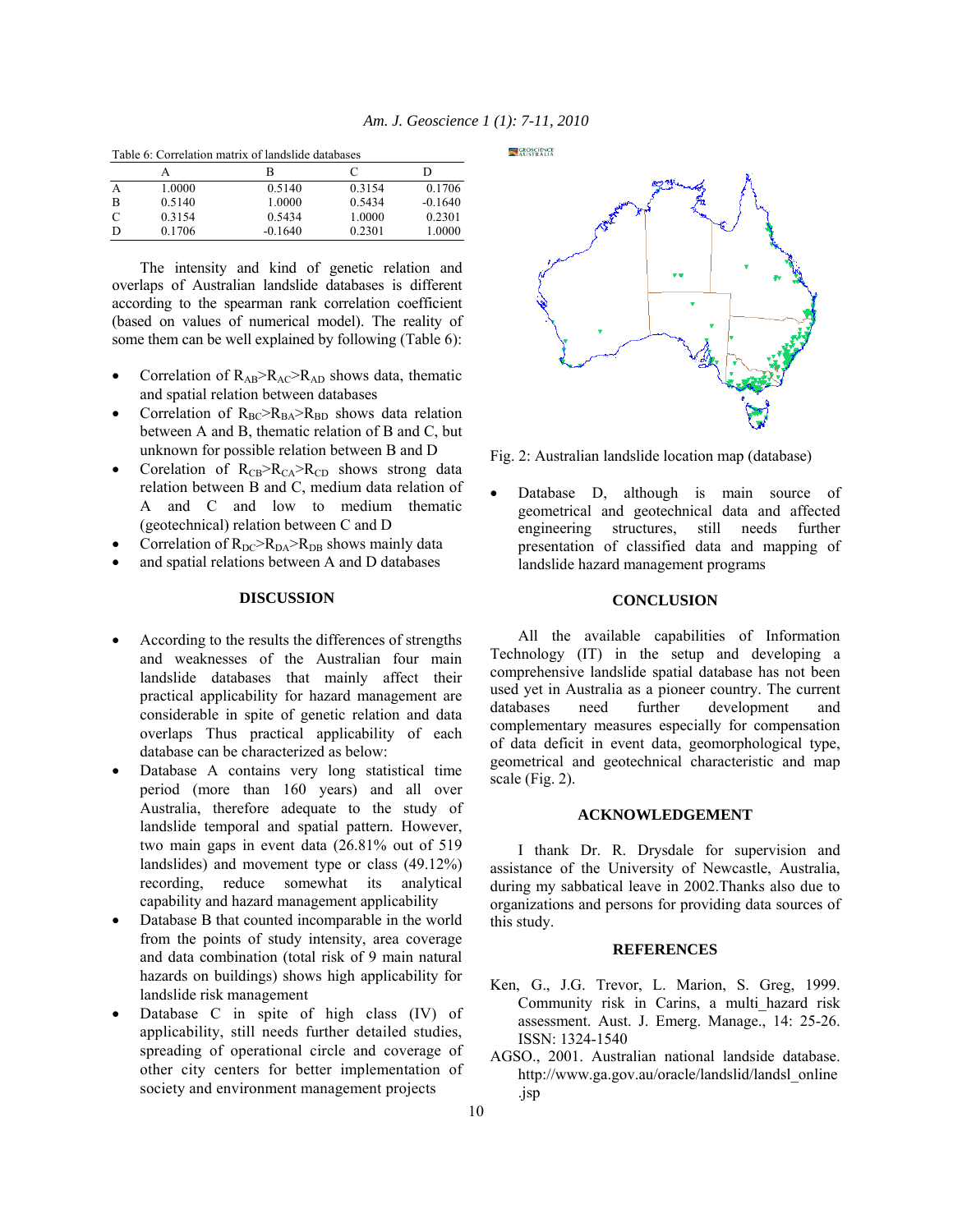Table 6: Correlation matrix of landslide databases

| | A | B | C | D |
|---|---|---|---|---|
| A | 1.0000 | 0.5140 | 0.3154 | 0.1706 |
| B | 0.5140 | 1.0000 | 0.5434 | -0.1640 |
| C | 0.3154 | 0.5434 | 1.0000 | 0.2301 |
| D | 0.1706 | -0.1640 | 0.2301 | 1.0000 |

The intensity and kind of genetic relation and overlaps of Australian landslide databases is different according to the spearman rank correlation coefficient (based on values of numerical model). The reality of some them can be well explained by following (Table 6):

- Correlation of $R_{AB}>R_{AC}>R_{AD}$ shows data, thematic and spatial relation between databases
- Correlation of $R_{BC}>R_{BA}>R_{BD}$ shows data relation between A and B, thematic relation of B and C, but unknown for possible relation between B and D
- Corelation of $R_{CB}>R_{CA}>R_{CD}$ shows strong data relation between B and C, medium data relation of A and C and low to medium thematic (geotechnical) relation between C and D
- Correlation of $R_{DC}>R_{DA}>R_{DB}$ shows mainly data
- and spatial relations between A and D databases

## DISCUSSION

- According to the results the differences of strengths and weaknesses of the Australian four main landslide databases that mainly affect their practical applicability for hazard management are considerable in spite of genetic relation and data overlaps Thus practical applicability of each database can be characterized as below:
- Database A contains very long statistical time period (more than 160 years) and all over Australia, therefore adequate to the study of landslide temporal and spatial pattern. However, two main gaps in event data (26.81% out of 519 landslides) and movement type or class (49.12%) recording, reduce somewhat its analytical capability and hazard management applicability
- Database B that counted incomparable in the world from the points of study intensity, area coverage and data combination (total risk of 9 main natural hazards on buildings) shows high applicability for landslide risk management
- Database C in spite of high class (IV) of applicability, still needs further detailed studies, spreading of operational circle and coverage of other city centers for better implementation of society and environment management projects

Fig. 2: Australian landslide location map (database)

- Database D, although is main source of geometrical and geotechnical data and affected engineering structures, still needs further presentation of classified data and mapping of landslide hazard management programs

## CONCLUSION

All the available capabilities of Information Technology (IT) in the setup and developing a comprehensive landslide spatial database has not been used yet in Australia as a pioneer country. The current databases need further development and complementary measures especially for compensation of data deficit in event data, geomorphological type, geometrical and geotechnical characteristic and map scale (Fig. 2).

## ACKNOWLEDGEMENT

I thank Dr. R. Drysdale for supervision and assistance of the University of Newcastle, Australia, during my sabbatical leave in 2002.Thanks also due to organizations and persons for providing data sources of this study.

## REFERENCES

Ken, G., J.G. Trevor, L. Marion, S. Greg, 1999. Community risk in Carins, a multi_hazard risk assessment. Aust. J. Emerg. Manage., 14: 25-26. ISSN: 1324-1540

AGSO., 2001. Australian national landside database. http://www.ga.gov.au/oracle/landslid/landsl_online.jsp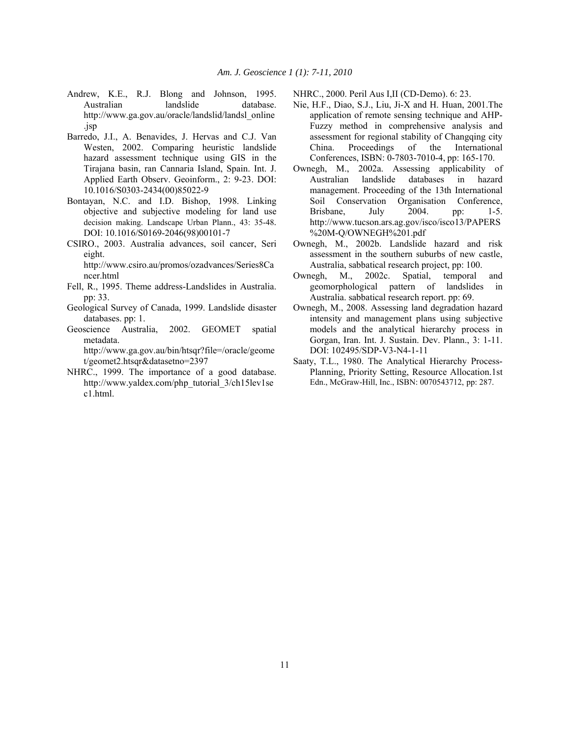Andrew, K.E., R.J. Blong and Johnson, 1995. Australian landslide database. http://www.ga.gov.au/oracle/landslid/landsl_online.jsp

Barredo, J.I., A. Benavides, J. Hervas and C.J. Van Westen, 2002. Comparing heuristic landslide hazard assessment technique using GIS in the Tirajana basin, ran Cannaria Island, Spain. Int. J. Applied Earth Observ. Geoinform., 2: 9-23. DOI: 10.1016/S0303-2434(00)85022-9

Bontayan, N.C. and I.D. Bishop, 1998. Linking objective and subjective modeling for land use decision making. Landscape Urban Plann., 43: 35-48. DOI: 10.1016/S0169-2046(98)00101-7

CSIRO., 2003. Australia advances, soil cancer, Seri eight. http://www.csiro.au/promos/ozadvances/Series8Cancer.html

Fell, R., 1995. Theme address-Landslides in Australia. pp: 33.

Geological Survey of Canada, 1999. Landslide disaster databases. pp: 1.

Geoscience Australia, 2002. GEOMET spatial metadata. http://www.ga.gov.au/bin/htsqr?file=/oracle/geomet/geomet2.htsqr&datasetno=2397

NHRC., 1999. The importance of a good database. http://www.yaldex.com/php_tutorial_3/ch15lev1sec1.html.

NHRC., 2000. Peril Aus I,II (CD-Demo). 6: 23.

Nie, H.F., Diao, S.J., Liu, Ji-X and H. Huan, 2001.The application of remote sensing technique and AHP-Fuzzy method in comprehensive analysis and assessment for regional stability of Changqing city China. Proceedings of the International Conferences, ISBN: 0-7803-7010-4, pp: 165-170.

Ownegh, M., 2002a. Assessing applicability of Australian landslide databases in hazard management. Proceeding of the 13th International Soil Conservation Organisation Conference, Brisbane, July 2004. pp: 1-5. http://www.tucson.ars.ag.gov/isco/isco13/PAPERS%20M-Q/OWNEGH%201.pdf

Ownegh, M., 2002b. Landslide hazard and risk assessment in the southern suburbs of new castle, Australia, sabbatical research project, pp: 100.

Ownegh, M., 2002c. Spatial, temporal and geomorphological pattern of landslides in Australia. sabbatical research report. pp: 69.

Ownegh, M., 2008. Assessing land degradation hazard intensity and management plans using subjective models and the analytical hierarchy process in Gorgan, Iran. Int. J. Sustain. Dev. Plann., 3: 1-11. DOI: 102495/SDP-V3-N4-1-11

Saaty, T.L., 1980. The Analytical Hierarchy Process-Planning, Priority Setting, Resource Allocation.1st Edn., McGraw-Hill, Inc., ISBN: 0070543712, pp: 287.